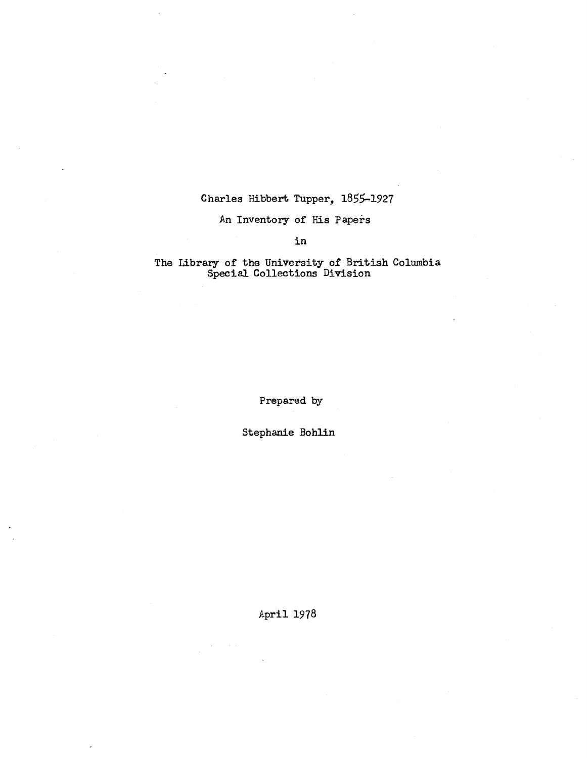# Charles Hibbert Tupper, 1855-1927

## An Inventory of His Papers

in

The Library of the University of British Columbia
Special Collections Division

Prepared by

Stephanie Bohlin

April 1978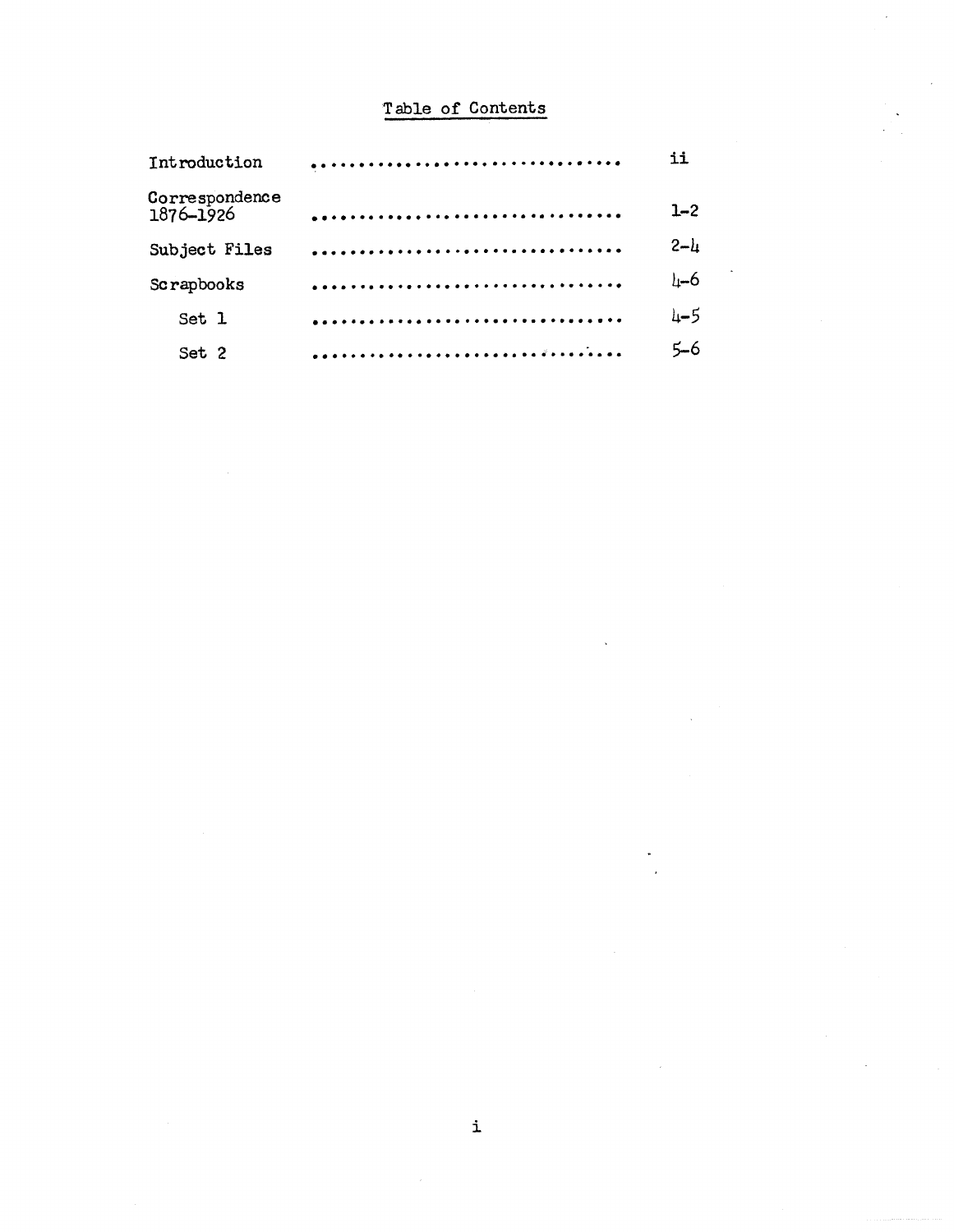# Table of Contents

| | |
|---|---|
| Introduction | ii |
| Correspondence 1876–1926 | 1–2 |
| Subject Files | 2–4 |
| Scrapbooks | 4–6 |
| Set 1 | 4–5 |
| Set 2 | 5–6 |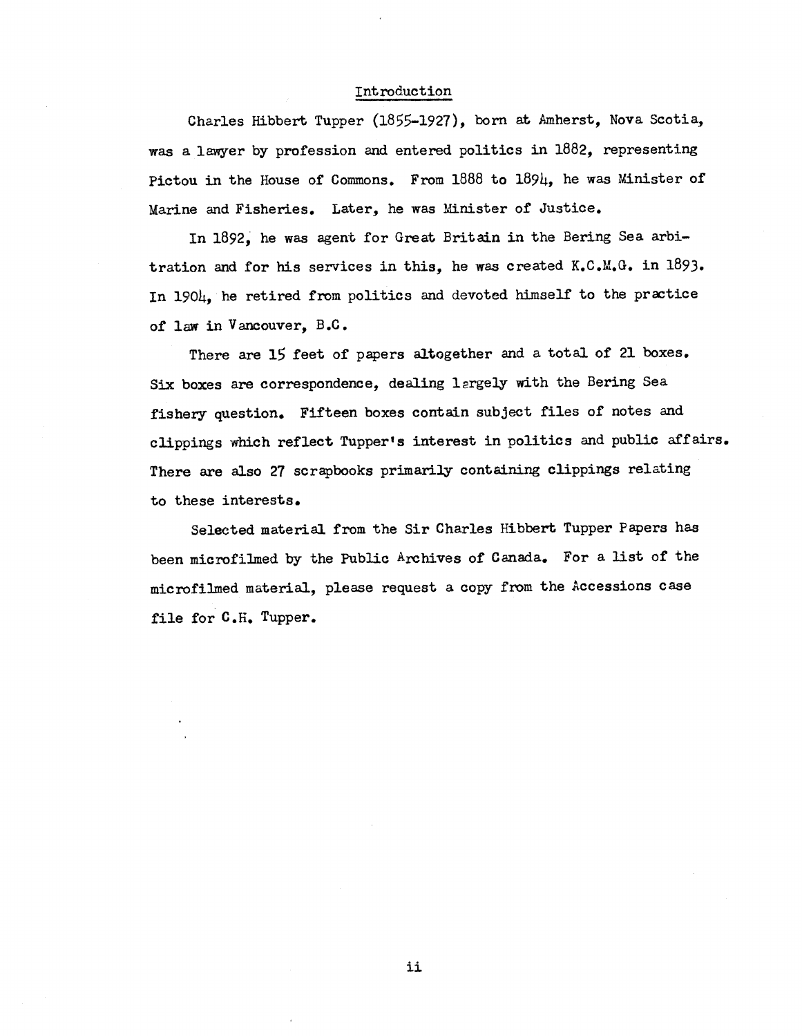## Introduction

Charles Hibbert Tupper (1855-1927), born at Amherst, Nova Scotia, was a lawyer by profession and entered politics in 1882, representing Pictou in the House of Commons. From 1888 to 1894, he was Minister of Marine and Fisheries. Later, he was Minister of Justice.

In 1892, he was agent for Great Britain in the Bering Sea arbitration and for his services in this, he was created K.C.M.G. in 1893. In 1904, he retired from politics and devoted himself to the practice of law in Vancouver, B.C.

There are 15 feet of papers altogether and a total of 21 boxes. Six boxes are correspondence, dealing largely with the Bering Sea fishery question. Fifteen boxes contain subject files of notes and clippings which reflect Tupper's interest in politics and public affairs. There are also 27 scrapbooks primarily containing clippings relating to these interests.

Selected material from the Sir Charles Hibbert Tupper Papers has been microfilmed by the Public Archives of Canada. For a list of the microfilmed material, please request a copy from the Accessions case file for C.H. Tupper.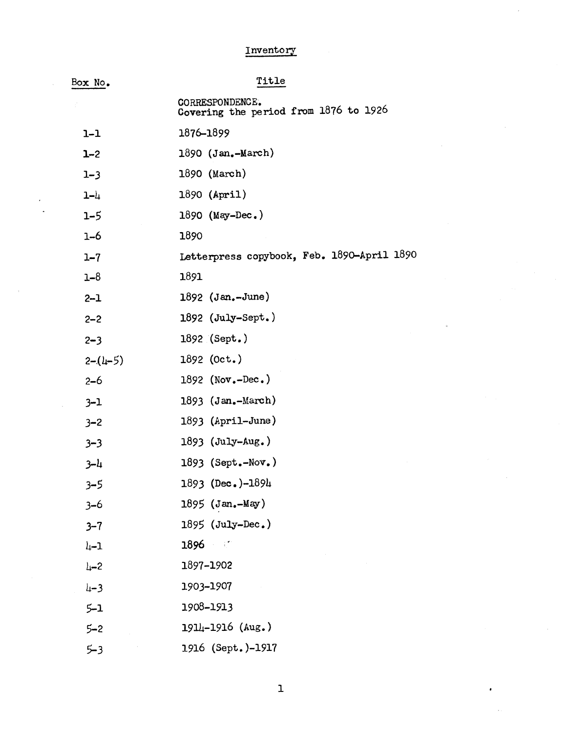# Inventory

| Box No. | Title |
| --- | --- |
| | CORRESPONDENCE. Covering the period from 1876 to 1926 |
| 1-1 | 1876-1899 |
| 1-2 | 1890 (Jan.-March) |
| 1-3 | 1890 (March) |
| 1-4 | 1890 (April) |
| 1-5 | 1890 (May-Dec.) |
| 1-6 | 1890 |
| 1-7 | Letterpress copybook, Feb. 1890-April 1890 |
| 1-8 | 1891 |
| 2-1 | 1892 (Jan.-June) |
| 2-2 | 1892 (July-Sept.) |
| 2-3 | 1892 (Sept.) |
| 2-(4-5) | 1892 (Oct.) |
| 2-6 | 1892 (Nov.-Dec.) |
| 3-1 | 1893 (Jan.-March) |
| 3-2 | 1893 (April-June) |
| 3-3 | 1893 (July-Aug.) |
| 3-4 | 1893 (Sept.-Nov.) |
| 3-5 | 1893 (Dec.)-1894 |
| 3-6 | 1895 (Jan.-May) |
| 3-7 | 1895 (July-Dec.) |
| 4-1 | 1896 |
| 4-2 | 1897-1902 |
| 4-3 | 1903-1907 |
| 5-1 | 1908-1913 |
| 5-2 | 1914-1916 (Aug.) |
| 5-3 | 1916 (Sept.)-1917 |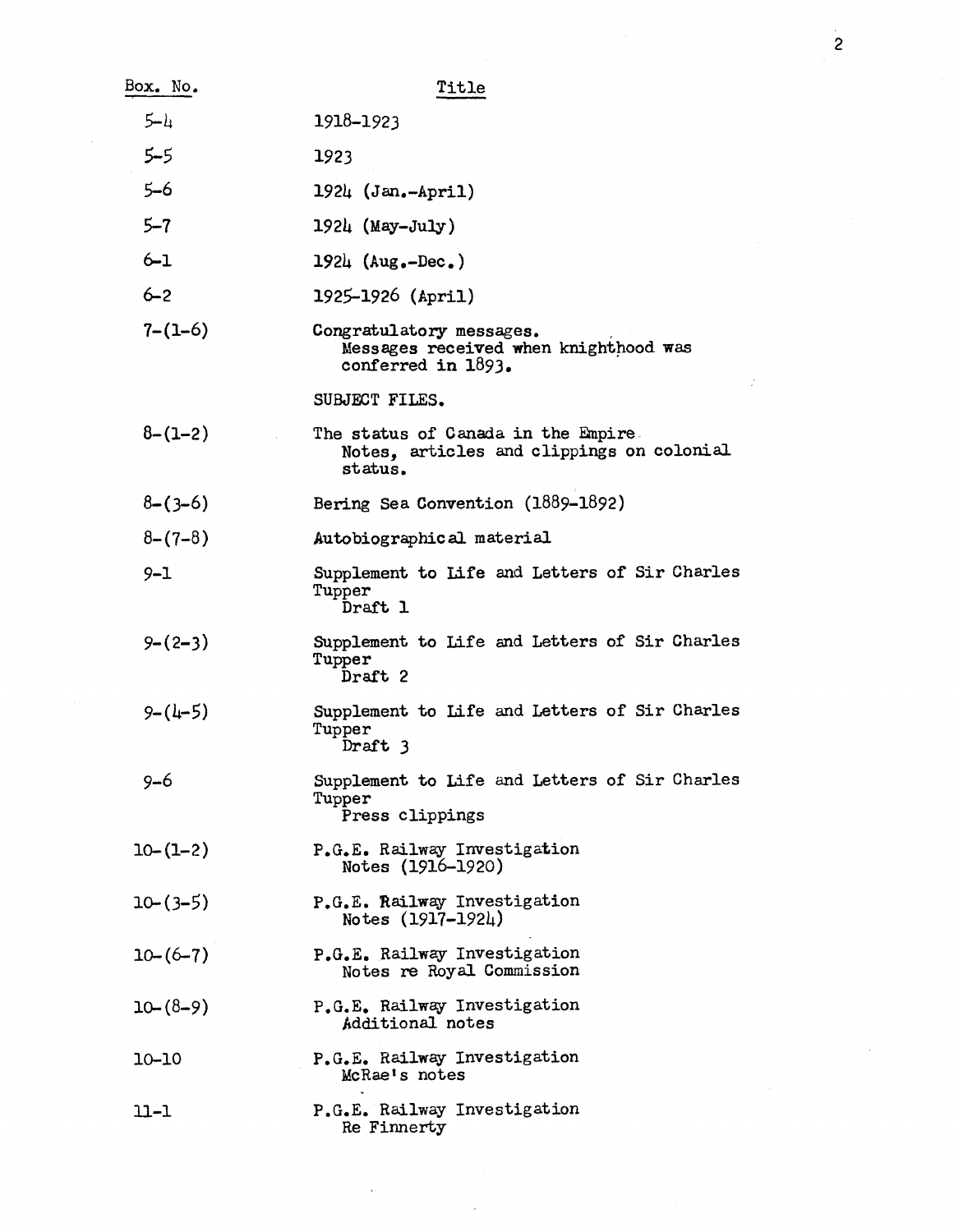| Box. No. | Title |
|---|---|
| 5-4 | 1918-1923 |
| 5-5 | 1923 |
| 5-6 | 1924 (Jan.-April) |
| 5-7 | 1924 (May-July) |
| 6-1 | 1924 (Aug.-Dec.) |
| 6-2 | 1925-1926 (April) |
| 7-(1-6) | Congratulatory messages. Messages received when knighthood was conferred in 1893. |
| | SUBJECT FILES. |
| 8-(1-2) | The status of Canada in the Empire Notes, articles and clippings on colonial status. |
| 8-(3-6) | Bering Sea Convention (1889-1892) |
| 8-(7-8) | Autobiographical material |
| 9-1 | Supplement to Life and Letters of Sir Charles Tupper Draft 1 |
| 9-(2-3) | Supplement to Life and Letters of Sir Charles Tupper Draft 2 |
| 9-(4-5) | Supplement to Life and Letters of Sir Charles Tupper Draft 3 |
| 9-6 | Supplement to Life and Letters of Sir Charles Tupper Press clippings |
| 10-(1-2) | P.G.E. Railway Investigation Notes (1916-1920) |
| 10-(3-5) | P.G.E. Railway Investigation Notes (1917-1924) |
| 10-(6-7) | P.G.E. Railway Investigation Notes re Royal Commission |
| 10-(8-9) | P.G.E. Railway Investigation Additional notes |
| 10-10 | P.G.E. Railway Investigation McRae's notes |
| 11-1 | P.G.E. Railway Investigation Re Finnerty |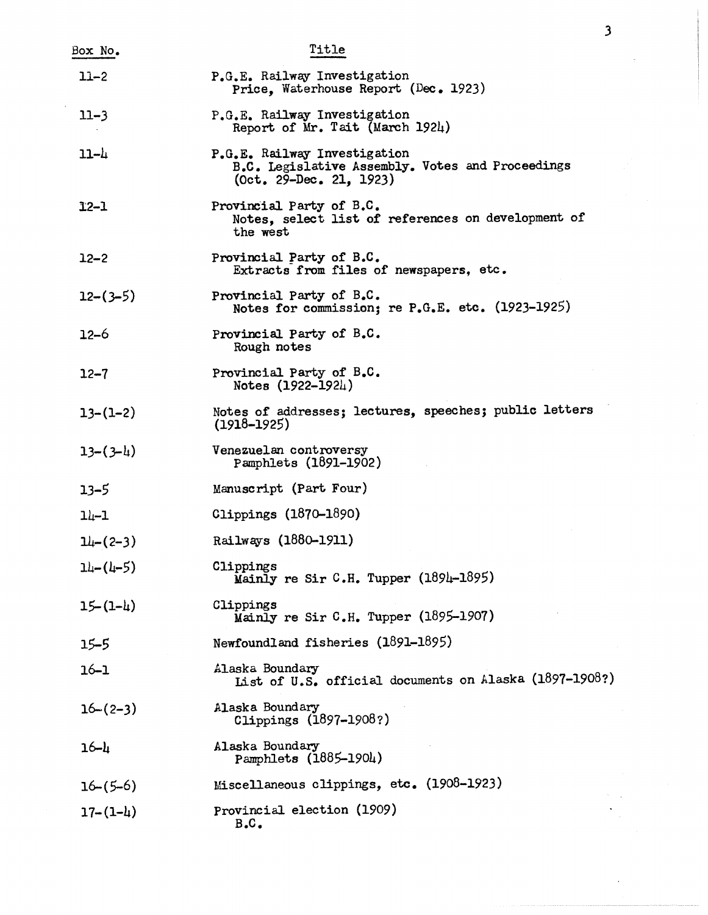| Box No. | Title |
|---|---|
| 11-2 | P.G.E. Railway Investigation<br>Price, Waterhouse Report (Dec. 1923) |
| 11-3 | P.G.E. Railway Investigation<br>Report of Mr. Tait (March 1924) |
| 11-4 | P.G.E. Railway Investigation<br>B.C. Legislative Assembly. Votes and Proceedings (Oct. 29-Dec. 21, 1923) |
| 12-1 | Provincial Party of B.C.<br>Notes, select list of references on development of the west |
| 12-2 | Provincial Party of B.C.<br>Extracts from files of newspapers, etc. |
| 12-(3-5) | Provincial Party of B.C.<br>Notes for commission; re P.G.E. etc. (1923-1925) |
| 12-6 | Provincial Party of B.C.<br>Rough notes |
| 12-7 | Provincial Party of B.C.<br>Notes (1922-1924) |
| 13-(1-2) | Notes of addresses; lectures, speeches; public letters (1918-1925) |
| 13-(3-4) | Venezuelan controversy<br>Pamphlets (1891-1902) |
| 13-5 | Manuscript (Part Four) |
| 14-1 | Clippings (1870-1890) |
| 14-(2-3) | Railways (1880-1911) |
| 14-(4-5) | Clippings<br>Mainly re Sir C.H. Tupper (1894-1895) |
| 15-(1-4) | Clippings<br>Mainly re Sir C.H. Tupper (1895-1907) |
| 15-5 | Newfoundland fisheries (1891-1895) |
| 16-1 | Alaska Boundary<br>List of U.S. official documents on Alaska (1897-1908?) |
| 16-(2-3) | Alaska Boundary<br>Clippings (1897-1908?) |
| 16-4 | Alaska Boundary<br>Pamphlets (1885-1904) |
| 16-(5-6) | Miscellaneous clippings, etc. (1908-1923) |
| 17-(1-4) | Provincial election (1909)<br>B.C. |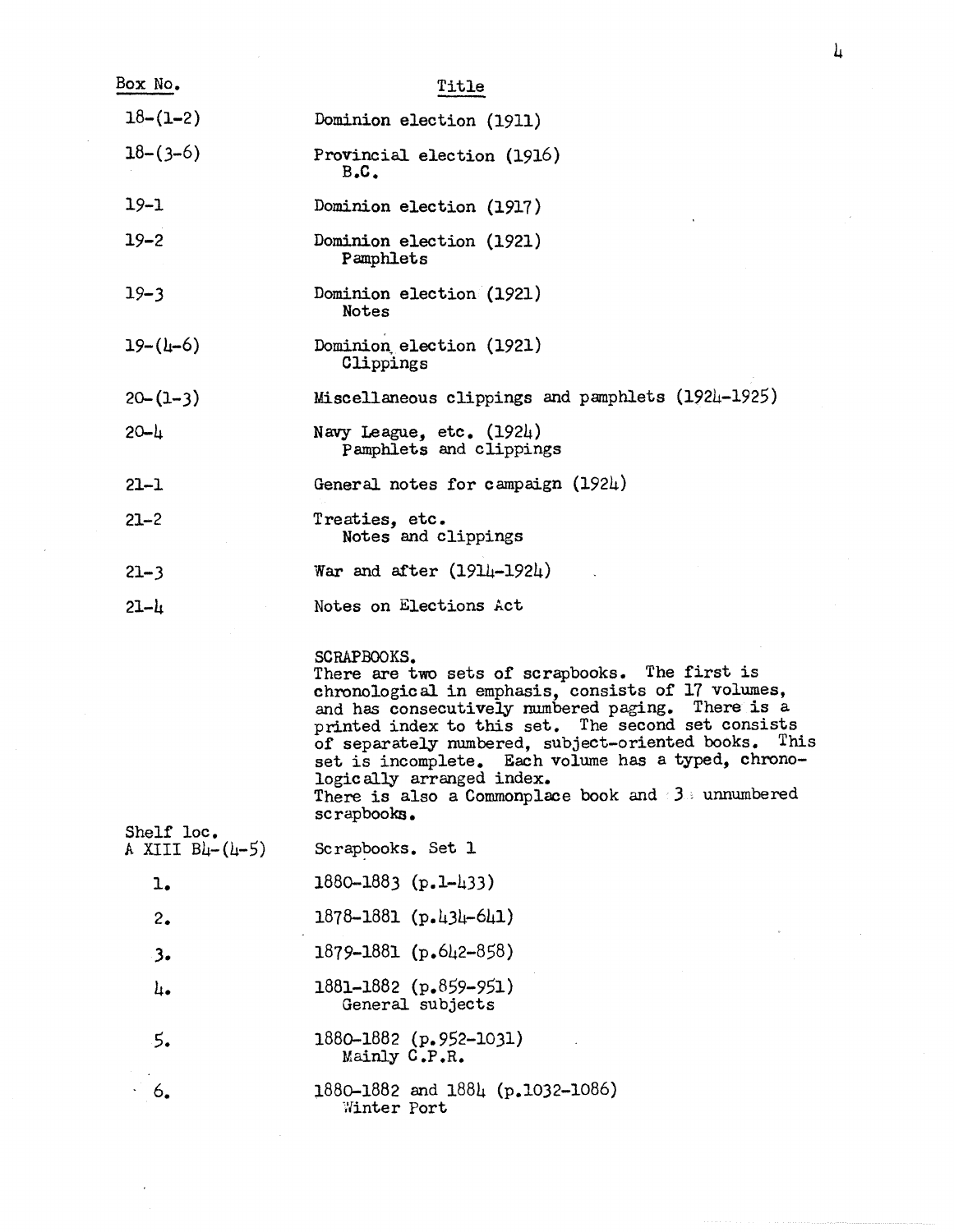| Box No. | Title |
|---|---|
| 18-(1-2) | Dominion election (1911) |
| 18-(3-6) | Provincial election (1916) B.C. |
| 19-1 | Dominion election (1917) |
| 19-2 | Dominion election (1921) Pamphlets |
| 19-3 | Dominion election (1921) Notes |
| 19-(4-6) | Dominion election (1921) Clippings |
| 20-(1-3) | Miscellaneous clippings and pamphlets (1924-1925) |
| 20-4 | Navy League, etc. (1924) Pamphlets and clippings |
| 21-1 | General notes for campaign (1924) |
| 21-2 | Treaties, etc. Notes and clippings |
| 21-3 | War and after (1914-1924) |
| 21-4 | Notes on Elections Act |

SCRAPBOOKS.
There are two sets of scrapbooks. The first is chronological in emphasis, consists of 17 volumes, and has consecutively numbered paging. There is a printed index to this set. The second set consists of separately numbered, subject-oriented books. This set is incomplete. Each volume has a typed, chronologically arranged index.
There is also a Commonplace book and 3 unnumbered scrapbooks.

| Shelf loc. A XIII B4-(4-5) | Scrapbooks. Set 1 |
|---|---|
| 1. | 1880-1883 (p.1-433) |
| 2. | 1878-1881 (p.434-641) |
| 3. | 1879-1881 (p.642-858) |
| 4. | 1881-1882 (p.859-951) General subjects |
| 5. | 1880-1882 (p.952-1031) Mainly C.P.R. |
| 6. | 1880-1882 and 1884 (p.1032-1086) Winter Port |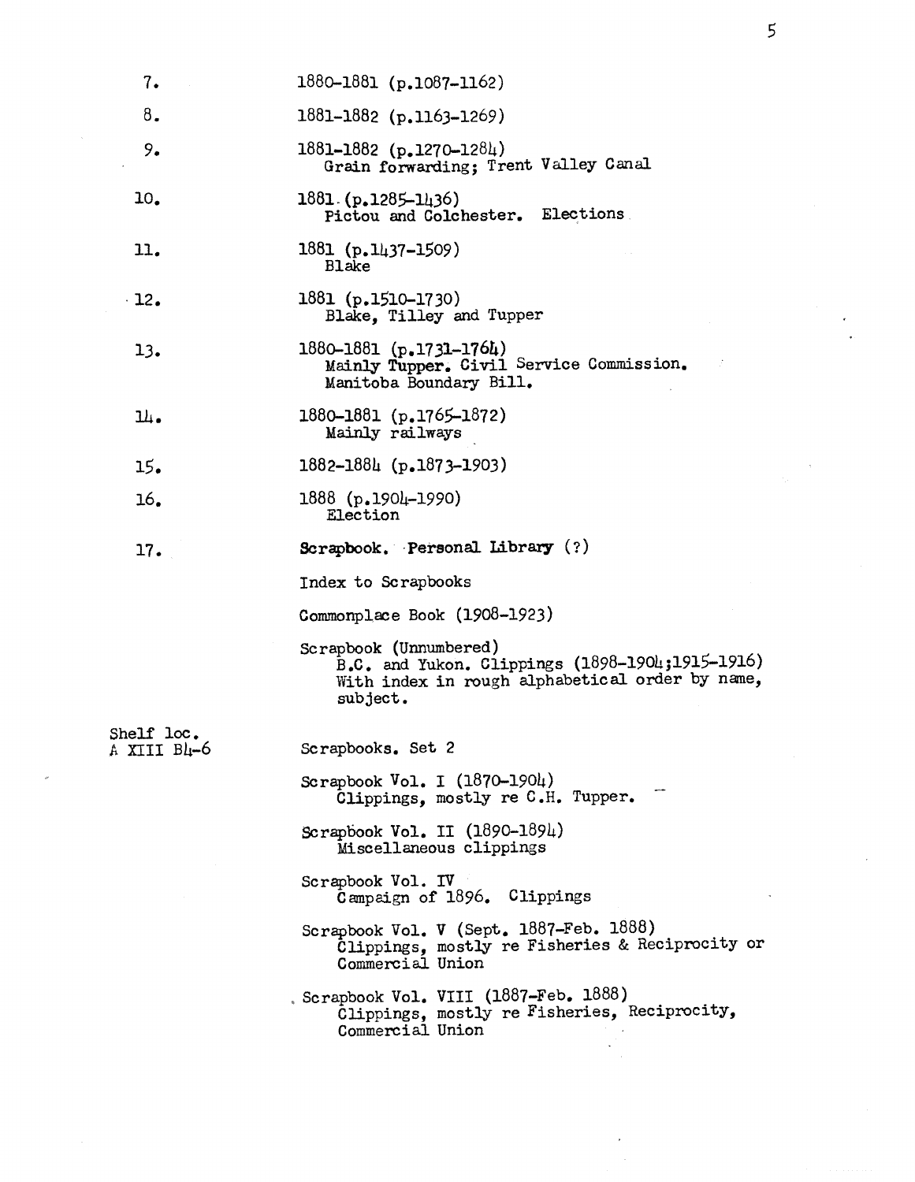7. 1880-1881 (p.1087-1162)

8. 1881-1882 (p.1163-1269)

9. 1881-1882 (p.1270-1284)
   Grain forwarding; Trent Valley Canal

10. 1881 (p.1285-1436)
    Pictou and Colchester. Elections

11. 1881 (p.1437-1509)
    Blake

12. 1881 (p.1510-1730)
    Blake, Tilley and Tupper

13. 1880-1881 (p.1731-1764)
    Mainly Tupper. Civil Service Commission.
    Manitoba Boundary Bill.

14. 1880-1881 (p.1765-1872)
    Mainly railways

15. 1882-1884 (p.1873-1903)

16. 1888 (p.1904-1990)
    Election

17. **Scrapbook. Personal Library** (?)

Index to Scrapbooks

Commonplace Book (1908-1923)

Scrapbook (Unnumbered)
B.C. and Yukon. Clippings (1898-1904;1915-1916)
With index in rough alphabetical order by name, subject.

Shelf loc.
A XIII B4-6

Scrapbooks. Set 2

Scrapbook Vol. I (1870-1904)
Clippings, mostly re C.H. Tupper.

Scrapbook Vol. II (1890-1894)
Miscellaneous clippings

Scrapbook Vol. IV
Campaign of 1896. Clippings

Scrapbook Vol. V (Sept. 1887-Feb. 1888)
Clippings, mostly re Fisheries & Reciprocity or Commercial Union

Scrapbook Vol. VIII (1887-Feb. 1888)
Clippings, mostly re Fisheries, Reciprocity, Commercial Union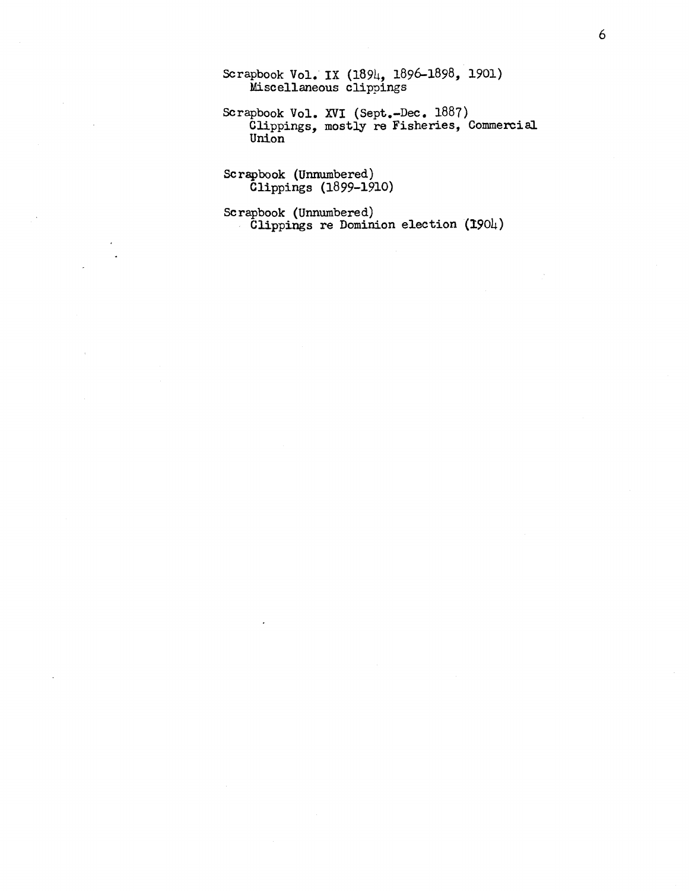Scrapbook Vol. IX (1894, 1896-1898, 1901)
Miscellaneous clippings

Scrapbook Vol. XVI (Sept.-Dec. 1887)
Clippings, mostly re Fisheries, Commercial Union

Scrapbook (Unnumbered)
Clippings (1899-1910)

Scrapbook (Unnumbered)
Clippings re Dominion election (1904)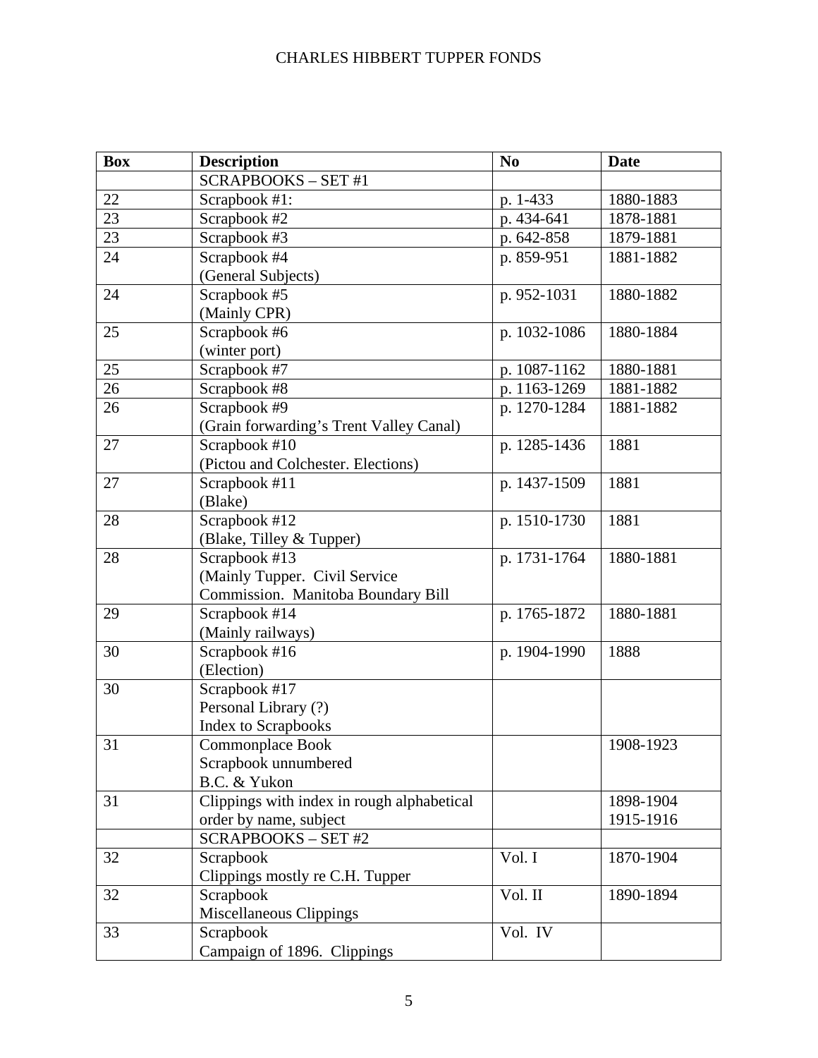| Box | Description | No | Date |
|---|---|---|---|
| | SCRAPBOOKS – SET #1 | | |
| 22 | Scrapbook #1: | p. 1-433 | 1880-1883 |
| 23 | Scrapbook #2 | p. 434-641 | 1878-1881 |
| 23 | Scrapbook #3 | p. 642-858 | 1879-1881 |
| 24 | Scrapbook #4 (General Subjects) | p. 859-951 | 1881-1882 |
| 24 | Scrapbook #5 (Mainly CPR) | p. 952-1031 | 1880-1882 |
| 25 | Scrapbook #6 (winter port) | p. 1032-1086 | 1880-1884 |
| 25 | Scrapbook #7 | p. 1087-1162 | 1880-1881 |
| 26 | Scrapbook #8 | p. 1163-1269 | 1881-1882 |
| 26 | Scrapbook #9 (Grain forwarding's Trent Valley Canal) | p. 1270-1284 | 1881-1882 |
| 27 | Scrapbook #10 (Pictou and Colchester. Elections) | p. 1285-1436 | 1881 |
| 27 | Scrapbook #11 (Blake) | p. 1437-1509 | 1881 |
| 28 | Scrapbook #12 (Blake, Tilley & Tupper) | p. 1510-1730 | 1881 |
| 28 | Scrapbook #13 (Mainly Tupper. Civil Service Commission. Manitoba Boundary Bill | p. 1731-1764 | 1880-1881 |
| 29 | Scrapbook #14 (Mainly railways) | p. 1765-1872 | 1880-1881 |
| 30 | Scrapbook #16 (Election) | p. 1904-1990 | 1888 |
| 30 | Scrapbook #17 Personal Library (?) Index to Scrapbooks | | |
| 31 | Commonplace Book Scrapbook unnumbered B.C. & Yukon | | 1908-1923 |
| 31 | Clippings with index in rough alphabetical order by name, subject | | 1898-1904 1915-1916 |
| | SCRAPBOOKS – SET #2 | | |
| 32 | Scrapbook Clippings mostly re C.H. Tupper | Vol. I | 1870-1904 |
| 32 | Scrapbook Miscellaneous Clippings | Vol. II | 1890-1894 |
| 33 | Scrapbook Campaign of 1896. Clippings | Vol. IV | |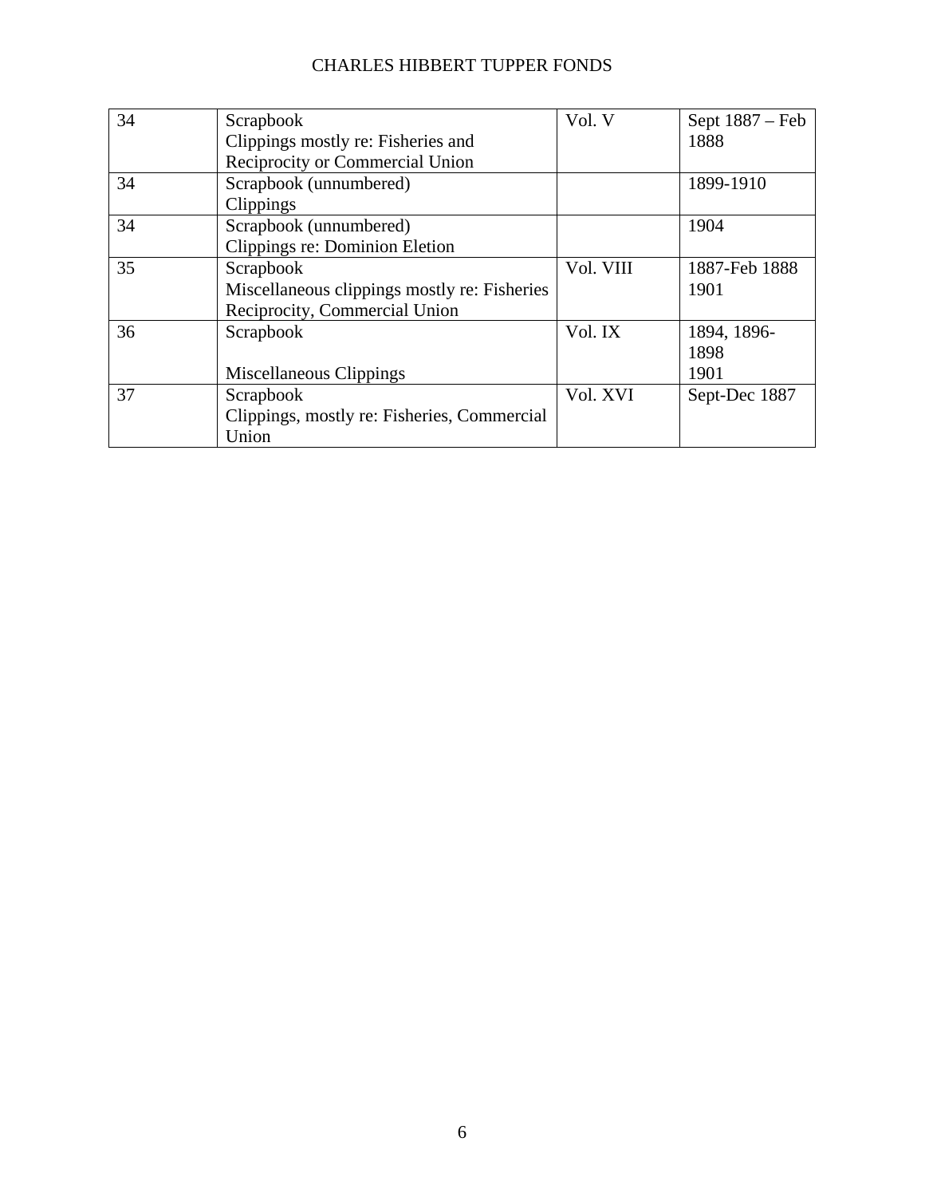| | | | |
|---|---|---|---|
| 34 | Scrapbook<br>Clippings mostly re: Fisheries and Reciprocity or Commercial Union | Vol. V | Sept 1887 – Feb 1888 |
| 34 | Scrapbook (unnumbered)<br>Clippings | | 1899-1910 |
| 34 | Scrapbook (unnumbered)<br>Clippings re: Dominion Eletion | | 1904 |
| 35 | Scrapbook<br>Miscellaneous clippings mostly re: Fisheries Reciprocity, Commercial Union | Vol. VIII | 1887-Feb 1888<br>1901 |
| 36 | Scrapbook<br><br>Miscellaneous Clippings | Vol. IX | 1894, 1896-1898<br>1901 |
| 37 | Scrapbook<br>Clippings, mostly re: Fisheries, Commercial Union | Vol. XVI | Sept-Dec 1887 |